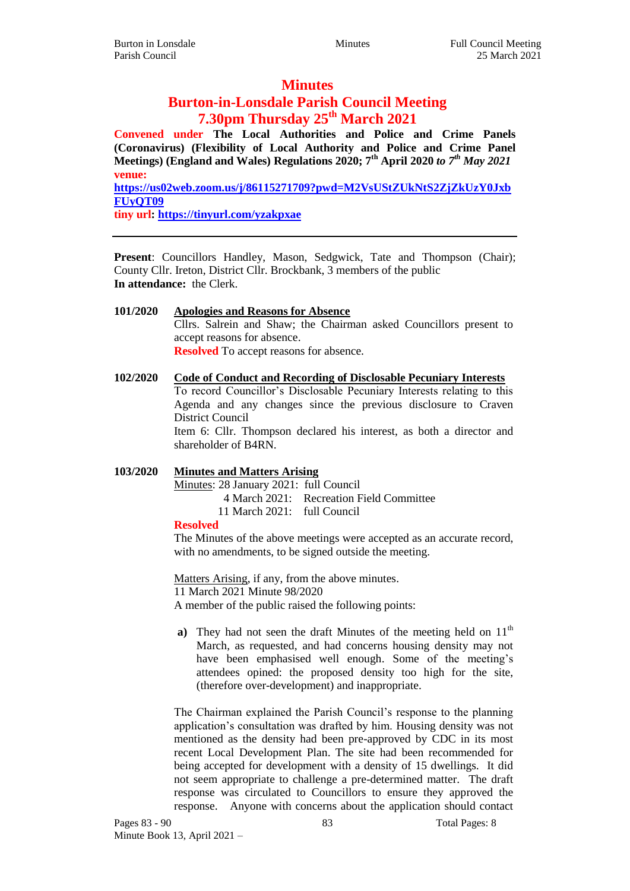# Minutes

## Burton-in-Lonsdale Parish Council Meeting

## 7.30pm Thursday 25th March 2021

**Convened under The Local Authorities and Police and Crime Panels (Coronavirus) (Flexibility of Local Authority and Police and Crime Panel Meetings) (England and Wales) Regulations 2020; 7th April 2020 *to 7th May 2021***

**venue:**

**https://us02web.zoom.us/j/86115271709?pwd=M2VsUStZUkNtS2ZjZkUzY0JxbFUyQT09**

**tiny url: https://tinyurl.com/yzakpxae**

---

**Present**: Councillors Handley, Mason, Sedgwick, Tate and Thompson (Chair); County Cllr. Ireton, District Cllr. Brockbank, 3 members of the public

**In attendance:** the Clerk.

**101/2020 Apologies and Reasons for Absence**

Cllrs. Salrein and Shaw; the Chairman asked Councillors present to accept reasons for absence.

**Resolved** To accept reasons for absence.

**102/2020 Code of Conduct and Recording of Disclosable Pecuniary Interests**

To record Councillor's Disclosable Pecuniary Interests relating to this Agenda and any changes since the previous disclosure to Craven District Council

Item 6: Cllr. Thompson declared his interest, as both a director and shareholder of B4RN.

**103/2020 Minutes and Matters Arising**

Minutes: 28 January 2021: full Council
4 March 2021: Recreation Field Committee
11 March 2021: full Council

**Resolved**

The Minutes of the above meetings were accepted as an accurate record, with no amendments, to be signed outside the meeting.

Matters Arising, if any, from the above minutes.

11 March 2021 Minute 98/2020

A member of the public raised the following points:

**a)** They had not seen the draft Minutes of the meeting held on 11th March, as requested, and had concerns housing density may not have been emphasised well enough. Some of the meeting's attendees opined: the proposed density too high for the site, (therefore over-development) and inappropriate.

The Chairman explained the Parish Council's response to the planning application's consultation was drafted by him. Housing density was not mentioned as the density had been pre-approved by CDC in its most recent Local Development Plan. The site had been recommended for being accepted for development with a density of 15 dwellings. It did not seem appropriate to challenge a pre-determined matter. The draft response was circulated to Councillors to ensure they approved the response. Anyone with concerns about the application should contact

Minute Book 13, April 2021 –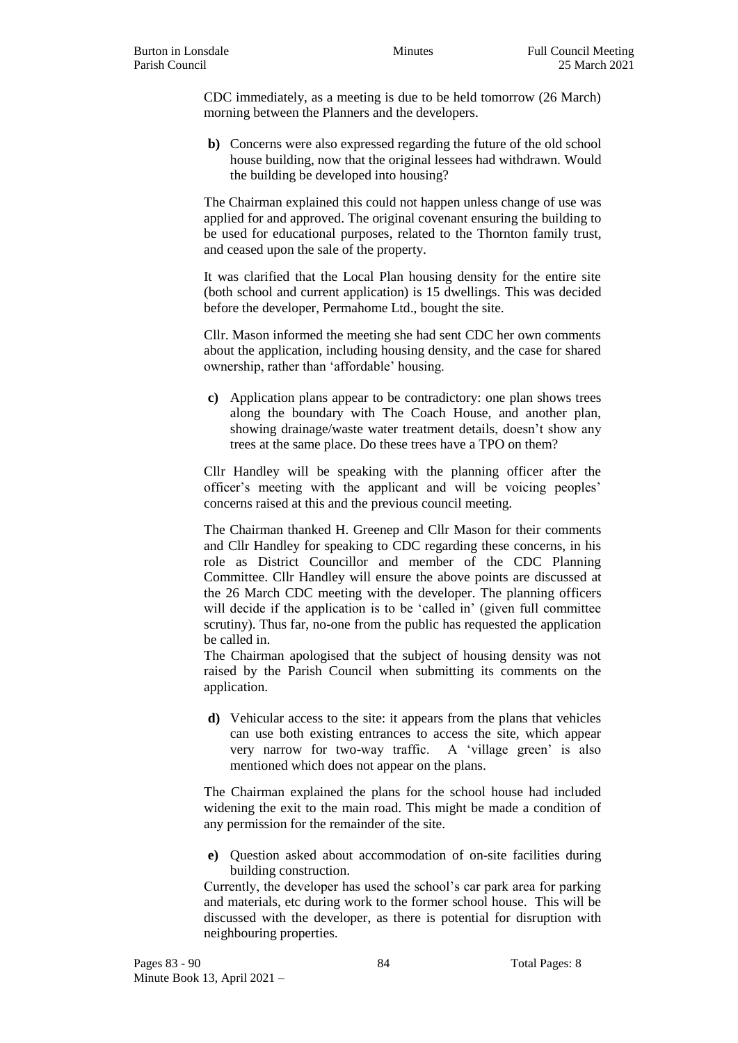CDC immediately, as a meeting is due to be held tomorrow (26 March) morning between the Planners and the developers.

**b)** Concerns were also expressed regarding the future of the old school house building, now that the original lessees had withdrawn. Would the building be developed into housing?

The Chairman explained this could not happen unless change of use was applied for and approved. The original covenant ensuring the building to be used for educational purposes, related to the Thornton family trust, and ceased upon the sale of the property.

It was clarified that the Local Plan housing density for the entire site (both school and current application) is 15 dwellings. This was decided before the developer, Permahome Ltd., bought the site.

Cllr. Mason informed the meeting she had sent CDC her own comments about the application, including housing density, and the case for shared ownership, rather than 'affordable' housing.

**c)** Application plans appear to be contradictory: one plan shows trees along the boundary with The Coach House, and another plan, showing drainage/waste water treatment details, doesn't show any trees at the same place. Do these trees have a TPO on them?

Cllr Handley will be speaking with the planning officer after the officer's meeting with the applicant and will be voicing peoples' concerns raised at this and the previous council meeting.

The Chairman thanked H. Greenep and Cllr Mason for their comments and Cllr Handley for speaking to CDC regarding these concerns, in his role as District Councillor and member of the CDC Planning Committee. Cllr Handley will ensure the above points are discussed at the 26 March CDC meeting with the developer. The planning officers will decide if the application is to be 'called in' (given full committee scrutiny). Thus far, no-one from the public has requested the application be called in.

The Chairman apologised that the subject of housing density was not raised by the Parish Council when submitting its comments on the application.

**d)** Vehicular access to the site: it appears from the plans that vehicles can use both existing entrances to access the site, which appear very narrow for two-way traffic. A 'village green' is also mentioned which does not appear on the plans.

The Chairman explained the plans for the school house had included widening the exit to the main road. This might be made a condition of any permission for the remainder of the site.

**e)** Question asked about accommodation of on-site facilities during building construction.

Currently, the developer has used the school's car park area for parking and materials, etc during work to the former school house. This will be discussed with the developer, as there is potential for disruption with neighbouring properties.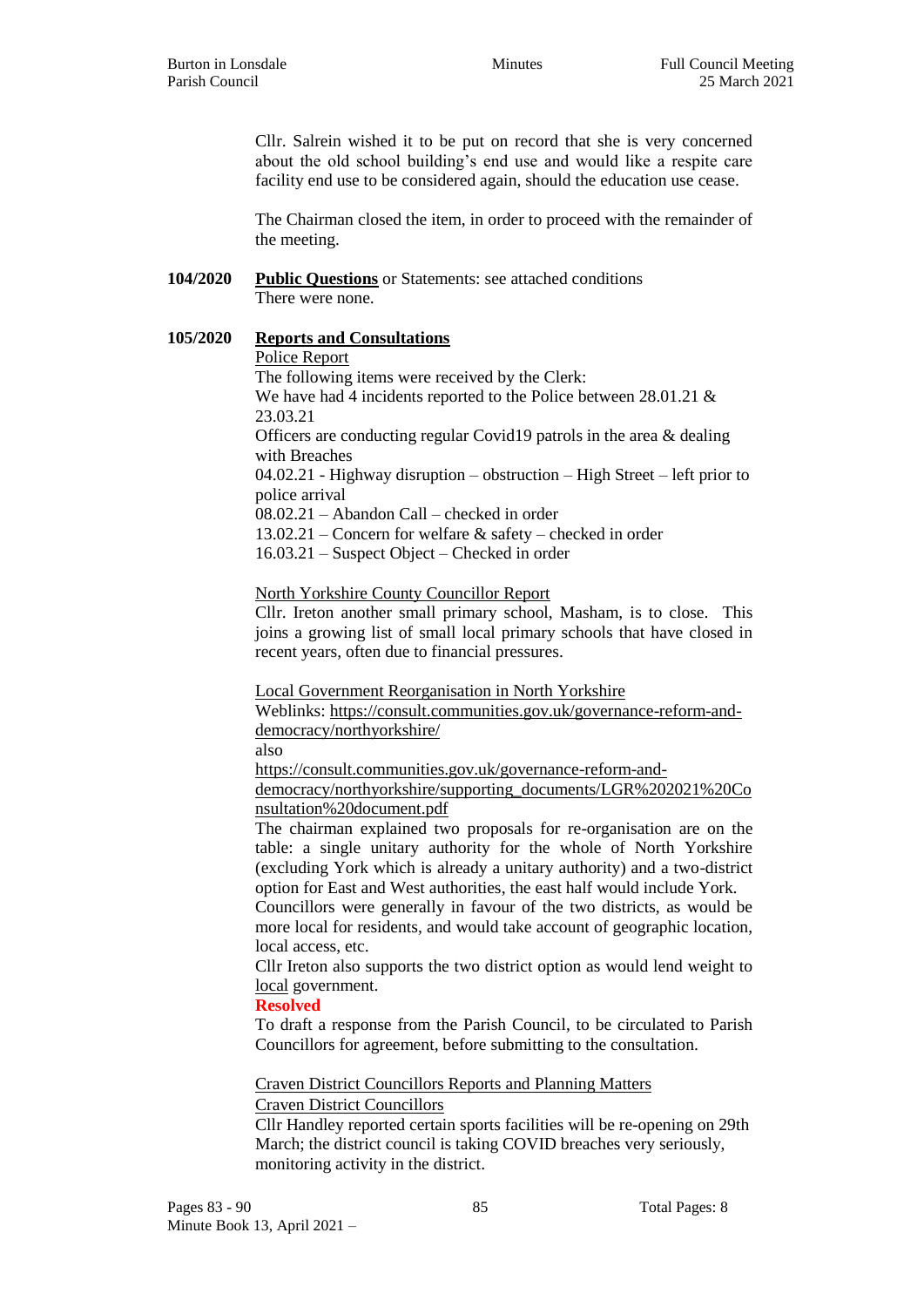Cllr. Salrein wished it to be put on record that she is very concerned about the old school building's end use and would like a respite care facility end use to be considered again, should the education use cease.

The Chairman closed the item, in order to proceed with the remainder of the meeting.

**104/2020** **Public Questions** or Statements: see attached conditions
There were none.

**105/2020** **Reports and Consultations**

Police Report
The following items were received by the Clerk:
We have had 4 incidents reported to the Police between 28.01.21 & 23.03.21
Officers are conducting regular Covid19 patrols in the area & dealing with Breaches
04.02.21 - Highway disruption – obstruction – High Street – left prior to police arrival
08.02.21 – Abandon Call – checked in order
13.02.21 – Concern for welfare & safety – checked in order
16.03.21 – Suspect Object – Checked in order

North Yorkshire County Councillor Report
Cllr. Ireton another small primary school, Masham, is to close. This joins a growing list of small local primary schools that have closed in recent years, often due to financial pressures.

Local Government Reorganisation in North Yorkshire
Weblinks: https://consult.communities.gov.uk/governance-reform-and-democracy/northyorkshire/
also
https://consult.communities.gov.uk/governance-reform-and-democracy/northyorkshire/supporting_documents/LGR%202021%20Consultation%20document.pdf
The chairman explained two proposals for re-organisation are on the table: a single unitary authority for the whole of North Yorkshire (excluding York which is already a unitary authority) and a two-district option for East and West authorities, the east half would include York.
Councillors were generally in favour of the two districts, as would be more local for residents, and would take account of geographic location, local access, etc.
Cllr Ireton also supports the two district option as would lend weight to local government.
**Resolved**
To draft a response from the Parish Council, to be circulated to Parish Councillors for agreement, before submitting to the consultation.

Craven District Councillors Reports and Planning Matters
Craven District Councillors
Cllr Handley reported certain sports facilities will be re-opening on 29th March; the district council is taking COVID breaches very seriously, monitoring activity in the district.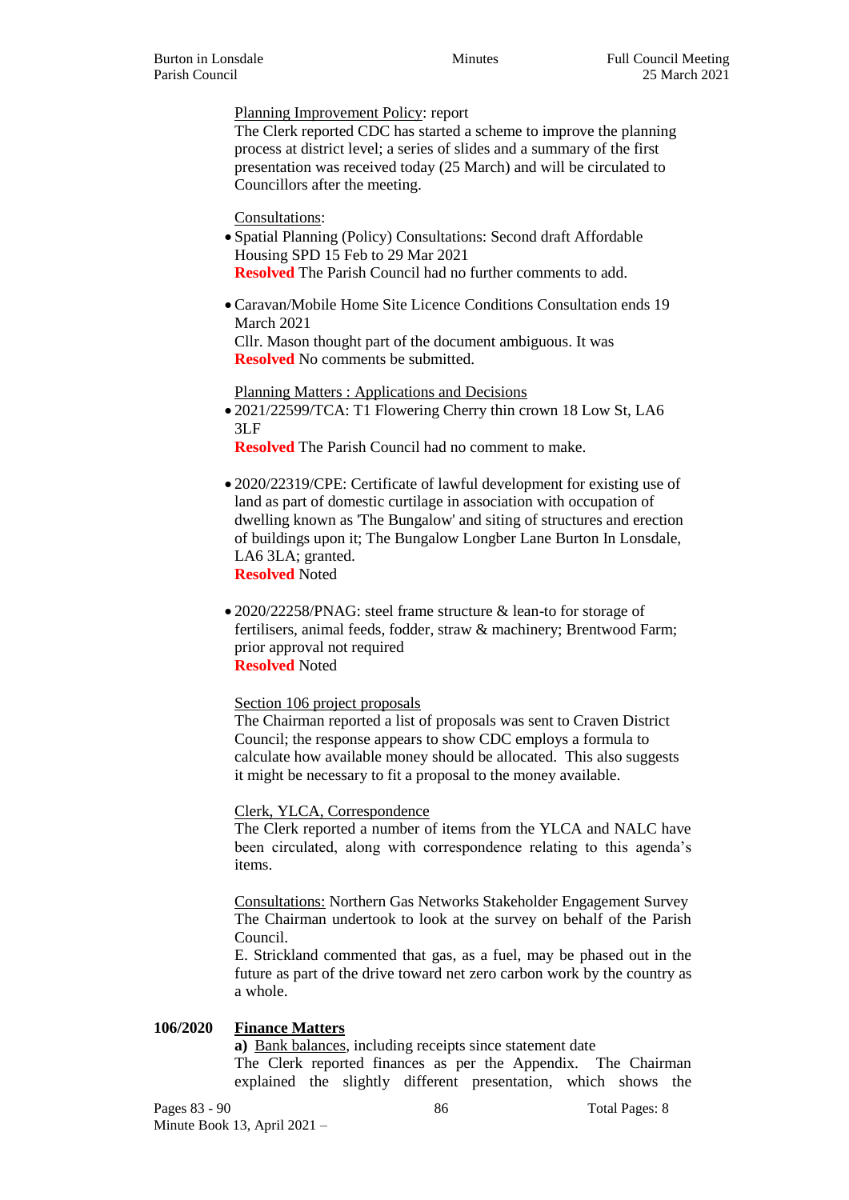<u>Planning Improvement Policy</u>: report
The Clerk reported CDC has started a scheme to improve the planning process at district level; a series of slides and a summary of the first presentation was received today (25 March) and will be circulated to Councillors after the meeting.

<u>Consultations</u>:

- Spatial Planning (Policy) Consultations: Second draft Affordable Housing SPD 15 Feb to 29 Mar 2021
  **Resolved** The Parish Council had no further comments to add.

- Caravan/Mobile Home Site Licence Conditions Consultation ends 19 March 2021
  Cllr. Mason thought part of the document ambiguous. It was
  **Resolved** No comments be submitted.

<u>Planning Matters : Applications and Decisions</u>

- 2021/22599/TCA: T1 Flowering Cherry thin crown 18 Low St, LA6 3LF
  **Resolved** The Parish Council had no comment to make.

- 2020/22319/CPE: Certificate of lawful development for existing use of land as part of domestic curtilage in association with occupation of dwelling known as 'The Bungalow' and siting of structures and erection of buildings upon it; The Bungalow Longber Lane Burton In Lonsdale, LA6 3LA; granted.
  **Resolved** Noted

- 2020/22258/PNAG: steel frame structure & lean-to for storage of fertilisers, animal feeds, fodder, straw & machinery; Brentwood Farm; prior approval not required
  **Resolved** Noted

<u>Section 106 project proposals</u>
The Chairman reported a list of proposals was sent to Craven District Council; the response appears to show CDC employs a formula to calculate how available money should be allocated. This also suggests it might be necessary to fit a proposal to the money available.

<u>Clerk, YLCA, Correspondence</u>
The Clerk reported a number of items from the YLCA and NALC have been circulated, along with correspondence relating to this agenda's items.

<u>Consultations:</u> Northern Gas Networks Stakeholder Engagement Survey
The Chairman undertook to look at the survey on behalf of the Parish Council.
E. Strickland commented that gas, as a fuel, may be phased out in the future as part of the drive toward net zero carbon work by the country as a whole.

**106/2020** **<u>Finance Matters</u>**

**a)** <u>Bank balances</u>, including receipts since statement date
The Clerk reported finances as per the Appendix. The Chairman explained the slightly different presentation, which shows the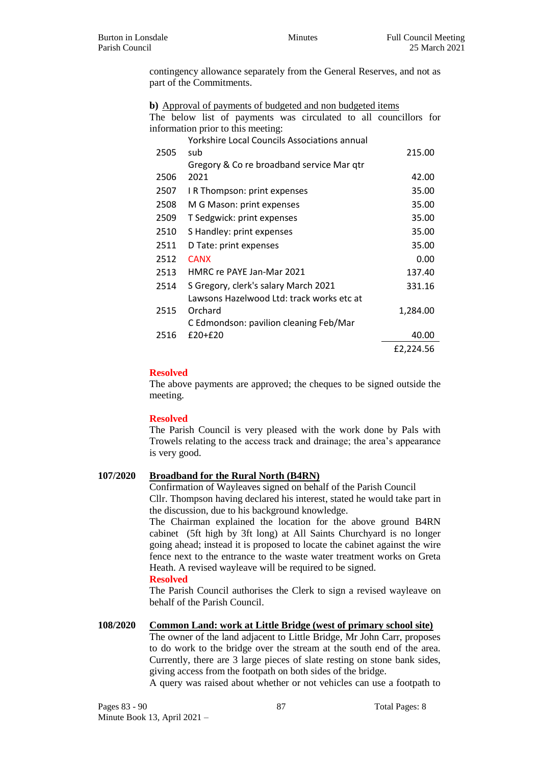contingency allowance separately from the General Reserves, and not as part of the Commitments.

**b)** Approval of payments of budgeted and non budgeted items

The below list of payments was circulated to all councillors for information prior to this meeting:

| | | |
|---|---|---|
| 2505 | Yorkshire Local Councils Associations annual sub | 215.00 |
| 2506 | Gregory & Co re broadband service Mar qtr 2021 | 42.00 |
| 2507 | I R Thompson: print expenses | 35.00 |
| 2508 | M G Mason: print expenses | 35.00 |
| 2509 | T Sedgwick: print expenses | 35.00 |
| 2510 | S Handley: print expenses | 35.00 |
| 2511 | D Tate: print expenses | 35.00 |
| 2512 | CANX | 0.00 |
| 2513 | HMRC re PAYE Jan-Mar 2021 | 137.40 |
| 2514 | S Gregory, clerk's salary March 2021 | 331.16 |
| 2515 | Lawsons Hazelwood Ltd: track works etc at Orchard | 1,284.00 |
| 2516 | C Edmondson: pavilion cleaning Feb/Mar £20+£20 | 40.00 |
| | | £2,224.56 |

**Resolved**

The above payments are approved; the cheques to be signed outside the meeting.

**Resolved**

The Parish Council is very pleased with the work done by Pals with Trowels relating to the access track and drainage; the area's appearance is very good.

**107/2020** **Broadband for the Rural North (B4RN)**

Confirmation of Wayleaves signed on behalf of the Parish Council

Cllr. Thompson having declared his interest, stated he would take part in the discussion, due to his background knowledge.

The Chairman explained the location for the above ground B4RN cabinet (5ft high by 3ft long) at All Saints Churchyard is no longer going ahead; instead it is proposed to locate the cabinet against the wire fence next to the entrance to the waste water treatment works on Greta Heath. A revised wayleave will be required to be signed.

**Resolved**

The Parish Council authorises the Clerk to sign a revised wayleave on behalf of the Parish Council.

**108/2020** **Common Land: work at Little Bridge (west of primary school site)**

The owner of the land adjacent to Little Bridge, Mr John Carr, proposes to do work to the bridge over the stream at the south end of the area. Currently, there are 3 large pieces of slate resting on stone bank sides, giving access from the footpath on both sides of the bridge.

A query was raised about whether or not vehicles can use a footpath to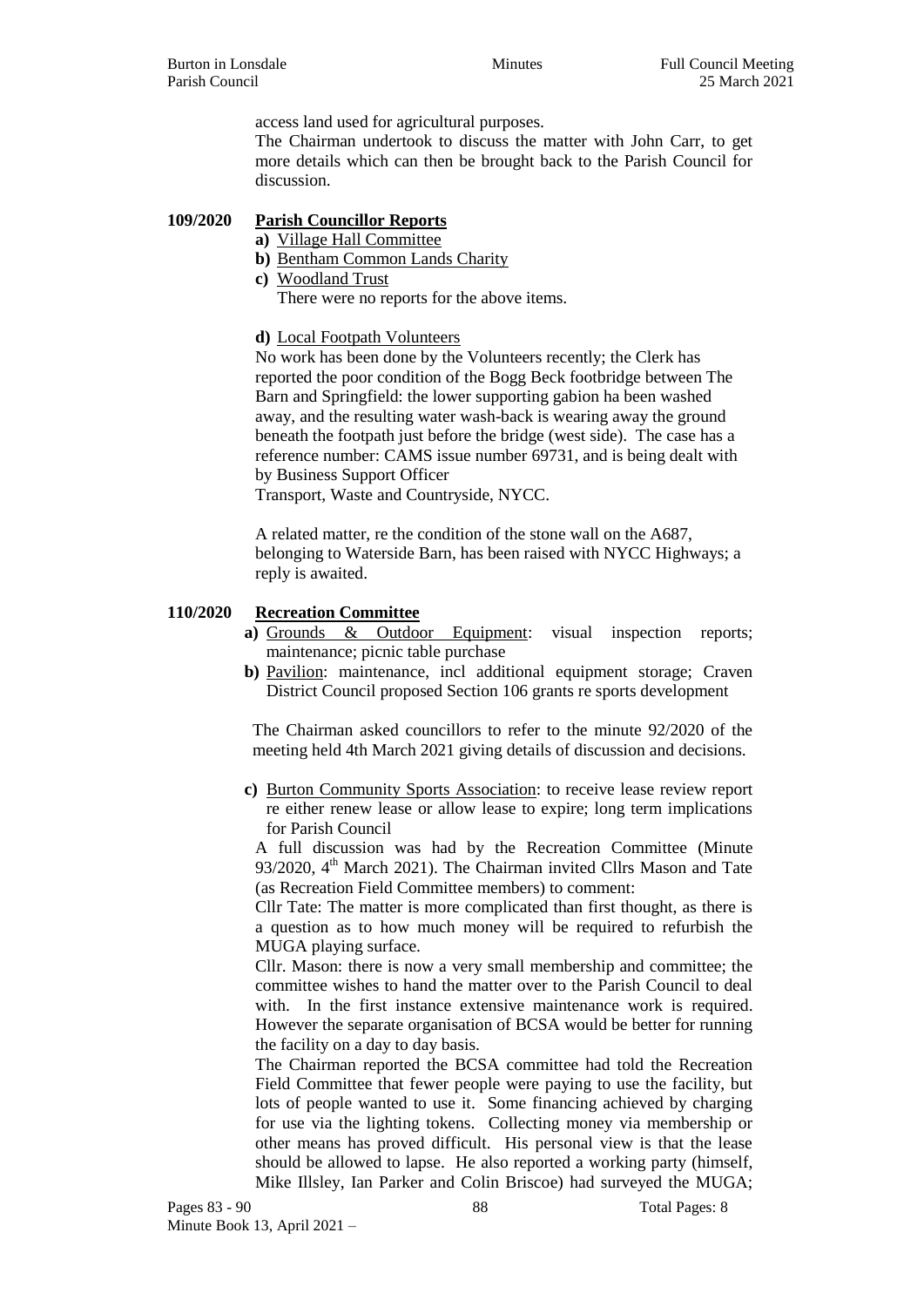access land used for agricultural purposes.

The Chairman undertook to discuss the matter with John Carr, to get more details which can then be brought back to the Parish Council for discussion.

## 109/2020 Parish Councillor Reports

**a)** Village Hall Committee

**b)** Bentham Common Lands Charity

**c)** Woodland Trust

There were no reports for the above items.

**d)** Local Footpath Volunteers

No work has been done by the Volunteers recently; the Clerk has reported the poor condition of the Bogg Beck footbridge between The Barn and Springfield: the lower supporting gabion ha been washed away, and the resulting water wash-back is wearing away the ground beneath the footpath just before the bridge (west side). The case has a reference number: CAMS issue number 69731, and is being dealt with by Business Support Officer

Transport, Waste and Countryside, NYCC.

A related matter, re the condition of the stone wall on the A687, belonging to Waterside Barn, has been raised with NYCC Highways; a reply is awaited.

## 110/2020 Recreation Committee

**a)** Grounds & Outdoor Equipment: visual inspection reports; maintenance; picnic table purchase

**b)** Pavilion: maintenance, incl additional equipment storage; Craven District Council proposed Section 106 grants re sports development

The Chairman asked councillors to refer to the minute 92/2020 of the meeting held 4th March 2021 giving details of discussion and decisions.

**c)** Burton Community Sports Association: to receive lease review report re either renew lease or allow lease to expire; long term implications for Parish Council

A full discussion was had by the Recreation Committee (Minute 93/2020, 4th March 2021). The Chairman invited Cllrs Mason and Tate (as Recreation Field Committee members) to comment:

Cllr Tate: The matter is more complicated than first thought, as there is a question as to how much money will be required to refurbish the MUGA playing surface.

Cllr. Mason: there is now a very small membership and committee; the committee wishes to hand the matter over to the Parish Council to deal with. In the first instance extensive maintenance work is required. However the separate organisation of BCSA would be better for running the facility on a day to day basis.

The Chairman reported the BCSA committee had told the Recreation Field Committee that fewer people were paying to use the facility, but lots of people wanted to use it. Some financing achieved by charging for use via the lighting tokens. Collecting money via membership or other means has proved difficult. His personal view is that the lease should be allowed to lapse. He also reported a working party (himself, Mike Illsley, Ian Parker and Colin Briscoe) had surveyed the MUGA;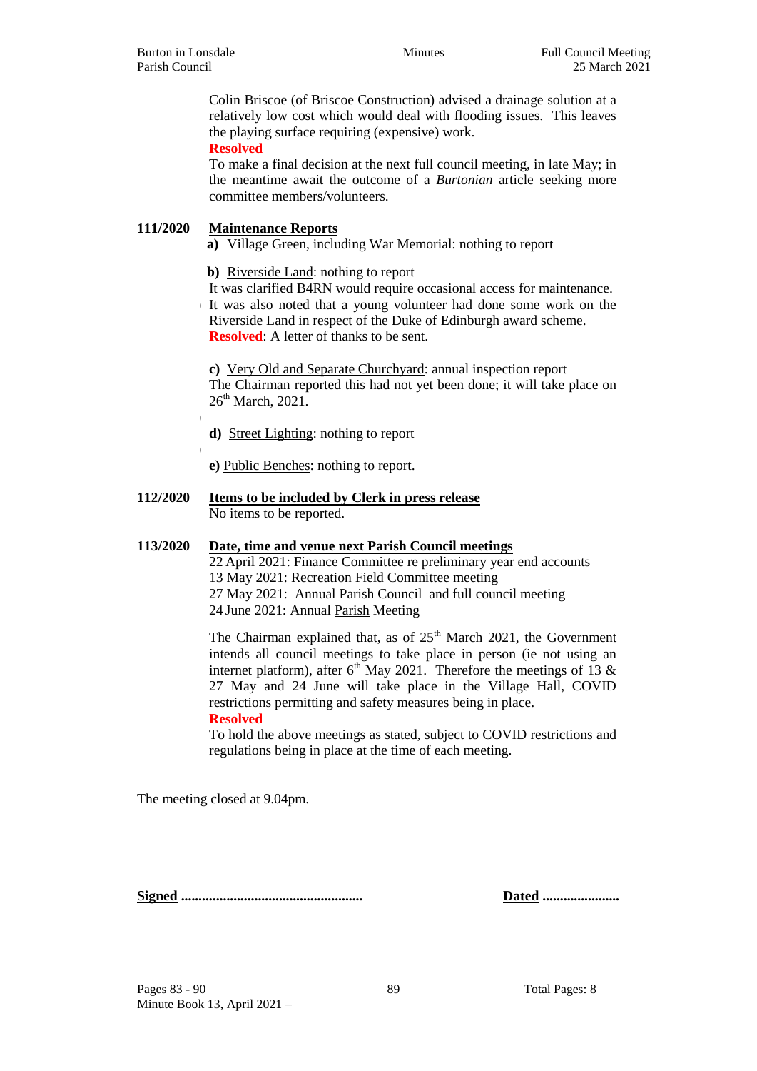Colin Briscoe (of Briscoe Construction) advised a drainage solution at a relatively low cost which would deal with flooding issues. This leaves the playing surface requiring (expensive) work.

**Resolved**

To make a final decision at the next full council meeting, in late May; in the meantime await the outcome of a *Burtonian* article seeking more committee members/volunteers.

**111/2020 Maintenance Reports**

**a)** Village Green, including War Memorial: nothing to report

**b)** Riverside Land: nothing to report

It was clarified B4RN would require occasional access for maintenance. It was also noted that a young volunteer had done some work on the Riverside Land in respect of the Duke of Edinburgh award scheme.

**Resolved**: A letter of thanks to be sent.

**c)** Very Old and Separate Churchyard: annual inspection report

The Chairman reported this had not yet been done; it will take place on 26th March, 2021.

**d)** Street Lighting: nothing to report

**e)** Public Benches: nothing to report.

**112/2020 Items to be included by Clerk in press release**

No items to be reported.

**113/2020 Date, time and venue next Parish Council meetings**

22 April 2021: Finance Committee re preliminary year end accounts
13 May 2021: Recreation Field Committee meeting
27 May 2021: Annual Parish Council and full council meeting
24 June 2021: Annual Parish Meeting

The Chairman explained that, as of 25th March 2021, the Government intends all council meetings to take place in person (ie not using an internet platform), after 6th May 2021. Therefore the meetings of 13 & 27 May and 24 June will take place in the Village Hall, COVID restrictions permitting and safety measures being in place.

**Resolved**

To hold the above meetings as stated, subject to COVID restrictions and regulations being in place at the time of each meeting.

The meeting closed at 9.04pm.

**Signed** ................................................... **Dated** ......................

Pages 83 - 90

Minute Book 13, April 2021 –

Total Pages: 8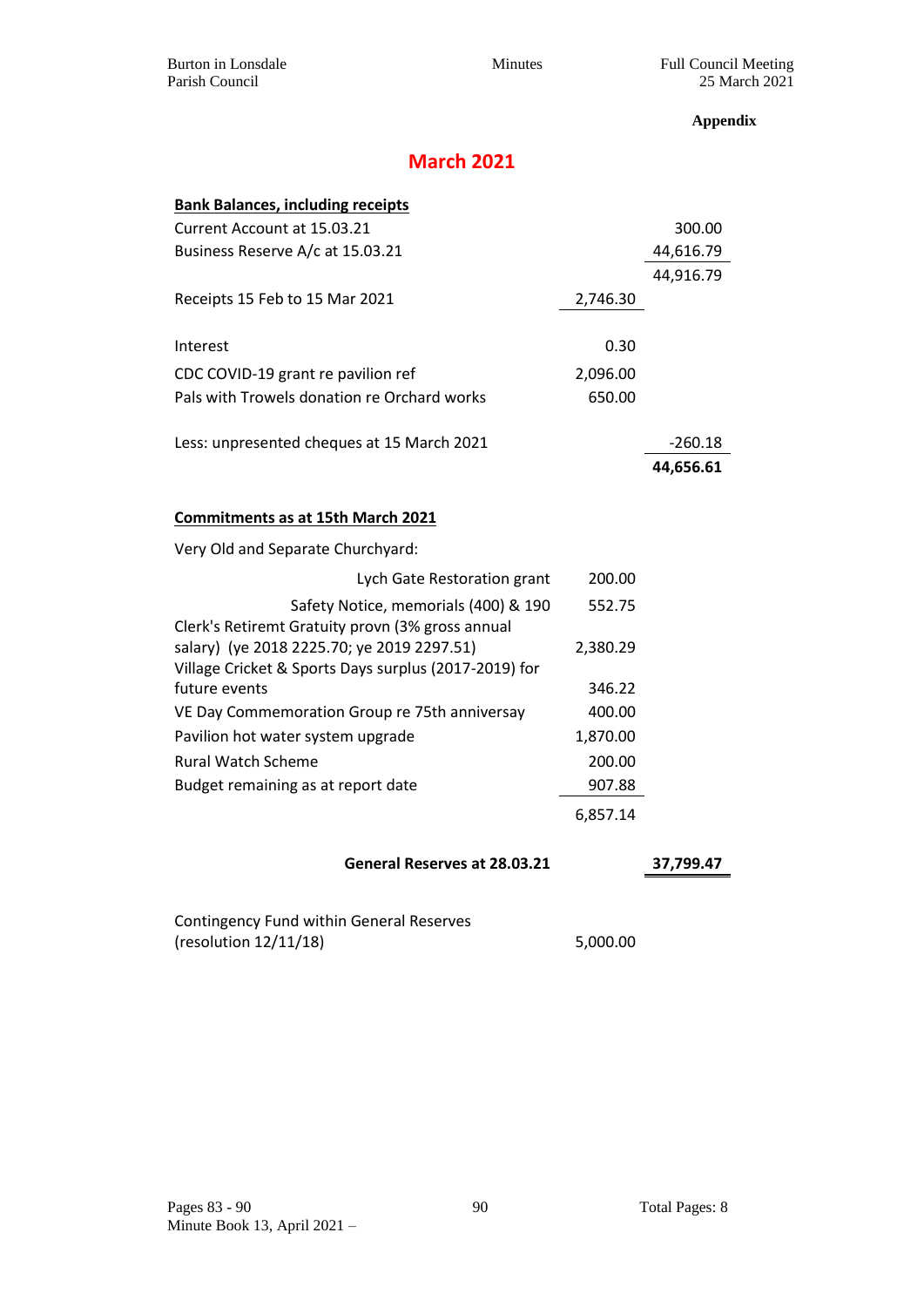**Appendix**

## March 2021

| | | |
|---|---|---|
| **Bank Balances, including receipts** | | |
| Current Account at 15.03.21 | | 300.00 |
| Business Reserve A/c at 15.03.21 | | 44,616.79 |
| | | 44,916.79 |
| Receipts 15 Feb to 15 Mar 2021 | 2,746.30 | |
| Interest | 0.30 | |
| CDC COVID-19 grant re pavilion ref | 2,096.00 | |
| Pals with Trowels donation re Orchard works | 650.00 | |
| Less: unpresented cheques at 15 March 2021 | | -260.18 |
| | | **44,656.61** |
| **Commitments as at 15th March 2021** | | |
| Very Old and Separate Churchyard: | | |
| Lych Gate Restoration grant | 200.00 | |
| Safety Notice, memorials (400) & 190 | 552.75 | |
| Clerk's Retiremt Gratuity provn (3% gross annual salary) (ye 2018 2225.70; ye 2019 2297.51) | 2,380.29 | |
| Village Cricket & Sports Days surplus (2017-2019) for future events | 346.22 | |
| VE Day Commemoration Group re 75th anniversay | 400.00 | |
| Pavilion hot water system upgrade | 1,870.00 | |
| Rural Watch Scheme | 200.00 | |
| Budget remaining as at report date | 907.88 | |
| | 6,857.14 | |
| **General Reserves at 28.03.21** | | **37,799.47** |
| Contingency Fund within General Reserves (resolution 12/11/18) | 5,000.00 | |